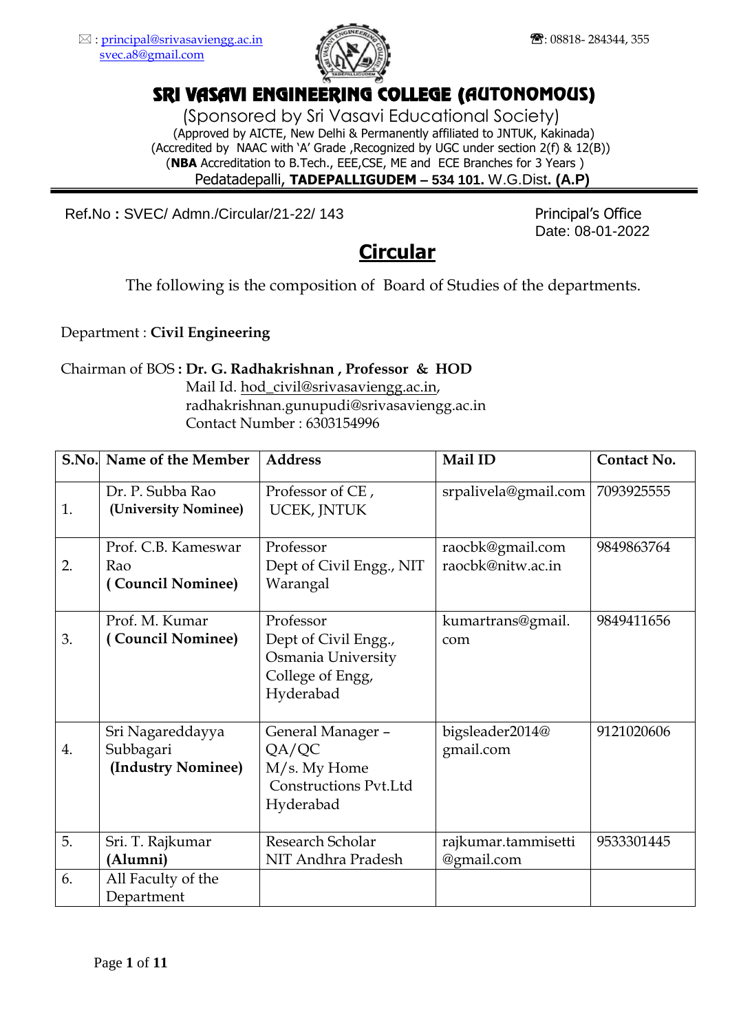✉ : principal@srivasaviengg.ac.in
svec.a8@gmail.com

☎: 08818- 284344, 355

# SRI VASAVI ENGINEERING COLLEGE (AUTONOMOUS)

(Sponsored by Sri Vasavi Educational Society)
(Approved by AICTE, New Delhi & Permanently affiliated to JNTUK, Kakinada)
(Accredited by NAAC with 'A' Grade ,Recognized by UGC under section 2(f) & 12(B))
(**NBA** Accreditation to B.Tech., EEE,CSE, ME and ECE Branches for 3 Years )
Pedatadepalli, **TADEPALLIGUDEM – 534 101.** W.G.Dist**. (A.P)**

Ref**.**No **:** SVEC/ Admn./Circular/21-22/ 143

Principal's Office
Date: 08-01-2022

## Circular

The following is the composition of Board of Studies of the departments.

Department : **Civil Engineering**

Chairman of BOS **: Dr. G. Radhakrishnan , Professor & HOD**
Mail Id. hod_civil@srivasaviengg.ac.in,
radhakrishnan.gunupudi@srivasaviengg.ac.in
Contact Number : 6303154996

| S.No. | Name of the Member | Address | Mail ID | Contact No. |
|---|---|---|---|---|
| 1. | Dr. P. Subba Rao **(University Nominee)** | Professor of CE , UCEK, JNTUK | srpalivela@gmail.com | 7093925555 |
| 2. | Prof. C.B. Kameswar Rao **( Council Nominee)** | Professor Dept of Civil Engg., NIT Warangal | raocbk@gmail.com raocbk@nitw.ac.in | 9849863764 |
| 3. | Prof. M. Kumar **( Council Nominee)** | Professor Dept of Civil Engg., Osmania University College of Engg, Hyderabad | kumartrans@gmail.com | 9849411656 |
| 4. | Sri Nagareddayya Subbagari **(Industry Nominee)** | General Manager – QA/QC M/s. My Home Constructions Pvt.Ltd Hyderabad | bigsleader2014@gmail.com | 9121020606 |
| 5. | Sri. T. Rajkumar **(Alumni)** | Research Scholar NIT Andhra Pradesh | rajkumar.tammisetti@gmail.com | 9533301445 |
| 6. | All Faculty of the Department | | | |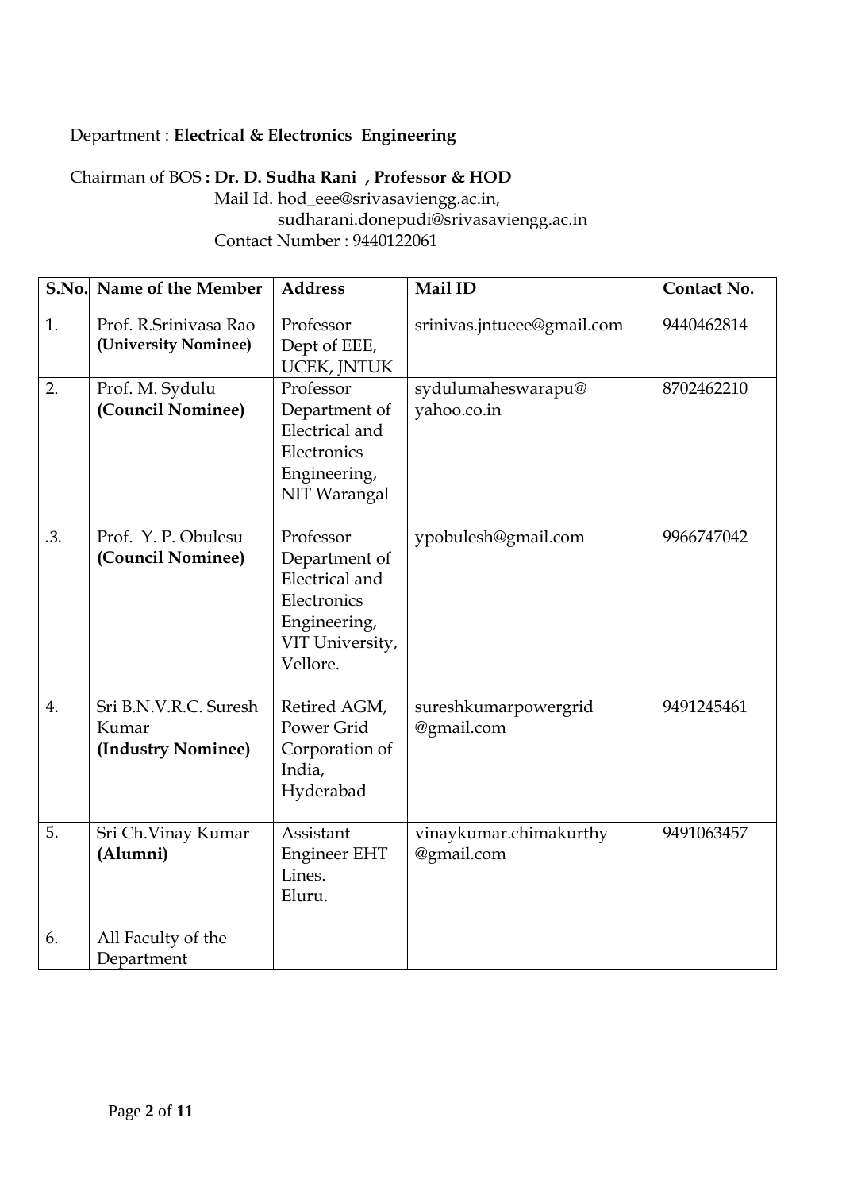Department : **Electrical & Electronics Engineering**

Chairman of BOS **: Dr. D. Sudha Rani , Professor & HOD**
Mail Id. hod_eee@srivasaviengg.ac.in,
sudharani.donepudi@srivasaviengg.ac.in
Contact Number : 9440122061

| S.No. | Name of the Member | Address | Mail ID | Contact No. |
|---|---|---|---|---|
| 1. | Prof. R.Srinivasa Rao **(University Nominee)** | Professor Dept of EEE, UCEK, JNTUK | srinivas.jntueee@gmail.com | 9440462814 |
| 2. | Prof. M. Sydulu **(Council Nominee)** | Professor Department of Electrical and Electronics Engineering, NIT Warangal | sydulumaheswarapu@ yahoo.co.in | 8702462210 |
| .3. | Prof. Y. P. Obulesu **(Council Nominee)** | Professor Department of Electrical and Electronics Engineering, VIT University, Vellore. | ypobulesh@gmail.com | 9966747042 |
| 4. | Sri B.N.V.R.C. Suresh Kumar **(Industry Nominee)** | Retired AGM, Power Grid Corporation of India, Hyderabad | sureshkumarpowergrid @gmail.com | 9491245461 |
| 5. | Sri Ch.Vinay Kumar **(Alumni)** | Assistant Engineer EHT Lines. Eluru. | vinaykumar.chimakurthy @gmail.com | 9491063457 |
| 6. | All Faculty of the Department | | | |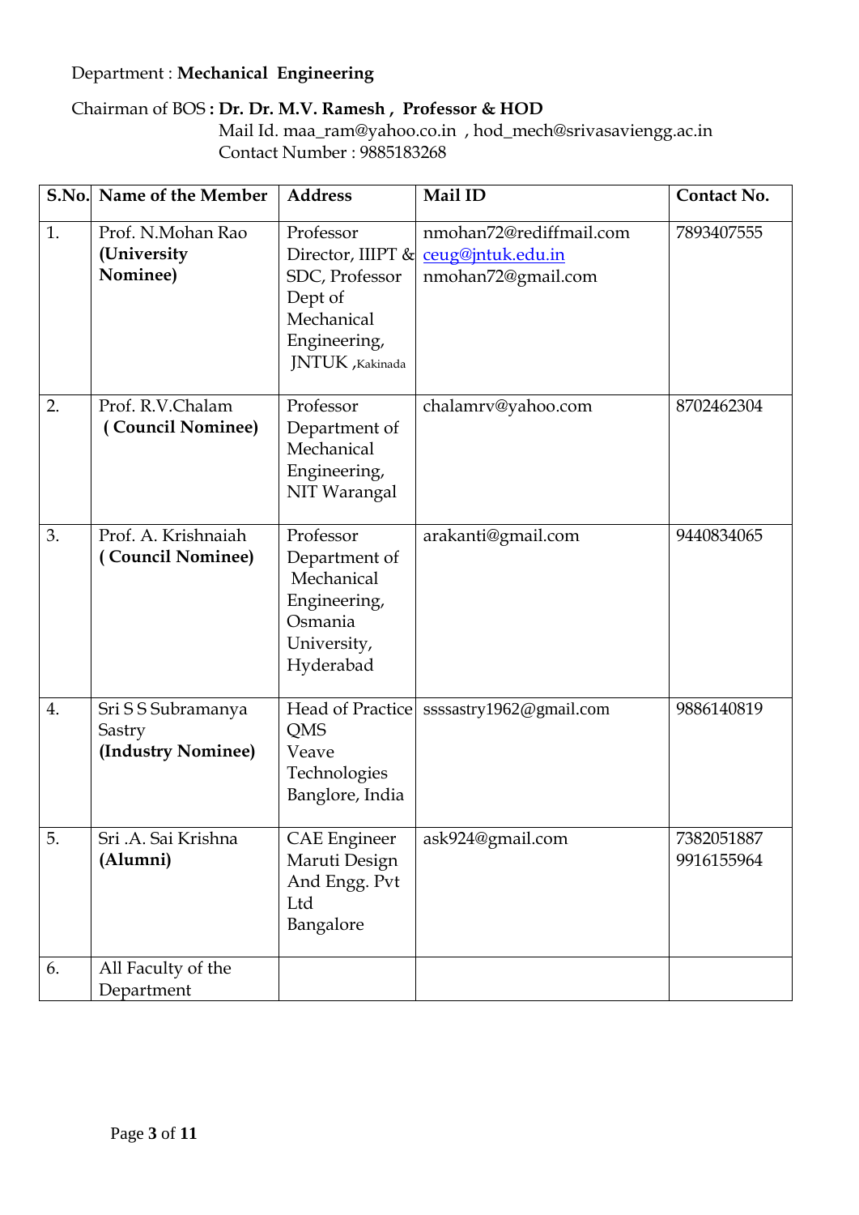Department : **Mechanical Engineering**

Chairman of BOS : **Dr. Dr. M.V. Ramesh , Professor & HOD**
Mail Id. maa_ram@yahoo.co.in , hod_mech@srivasaviengg.ac.in
Contact Number : 9885183268

| S.No. | Name of the Member | Address | Mail ID | Contact No. |
|---|---|---|---|---|
| 1. | Prof. N.Mohan Rao **(University Nominee)** | Professor Director, IIIPT & SDC, Professor Dept of Mechanical Engineering, JNTUK ,Kakinada | nmohan72@rediffmail.com ceug@jntuk.edu.in nmohan72@gmail.com | 7893407555 |
| 2. | Prof. R.V.Chalam **( Council Nominee)** | Professor Department of Mechanical Engineering, NIT Warangal | chalamrv@yahoo.com | 8702462304 |
| 3. | Prof. A. Krishnaiah **( Council Nominee)** | Professor Department of Mechanical Engineering, Osmania University, Hyderabad | arakanti@gmail.com | 9440834065 |
| 4. | Sri S S Subramanya Sastry **(Industry Nominee)** | Head of Practice QMS Veave Technologies Banglore, India | ssssastry1962@gmail.com | 9886140819 |
| 5. | Sri .A. Sai Krishna **(Alumni)** | CAE Engineer Maruti Design And Engg. Pvt Ltd Bangalore | ask924@gmail.com | 7382051887 9916155964 |
| 6. | All Faculty of the Department | | | |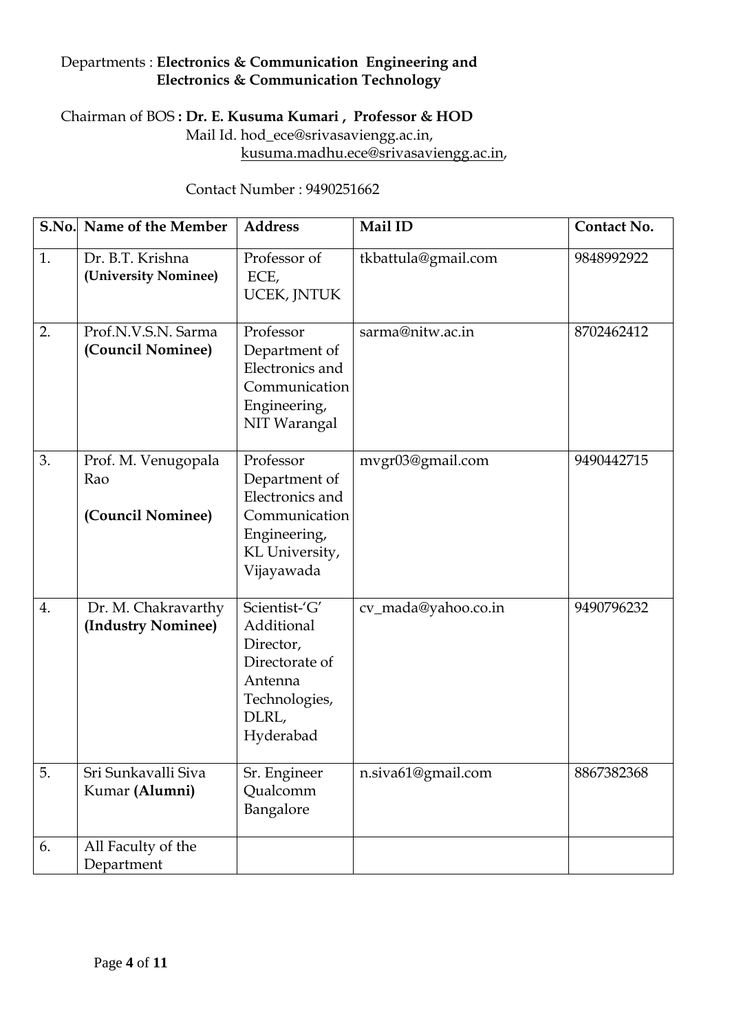Departments : **Electronics & Communication Engineering and Electronics & Communication Technology**

Chairman of BOS **: Dr. E. Kusuma Kumari , Professor & HOD**
Mail Id. hod_ece@srivasaviengg.ac.in,
kusuma.madhu.ece@srivasaviengg.ac.in,

Contact Number : 9490251662

| S.No. | Name of the Member | Address | Mail ID | Contact No. |
|---|---|---|---|---|
| 1. | Dr. B.T. Krishna **(University Nominee)** | Professor of ECE, UCEK, JNTUK | tkbattula@gmail.com | 9848992922 |
| 2. | Prof.N.V.S.N. Sarma **(Council Nominee)** | Professor Department of Electronics and Communication Engineering, NIT Warangal | sarma@nitw.ac.in | 8702462412 |
| 3. | Prof. M. Venugopala Rao **(Council Nominee)** | Professor Department of Electronics and Communication Engineering, KL University, Vijayawada | mvgr03@gmail.com | 9490442715 |
| 4. | Dr. M. Chakravarthy **(Industry Nominee)** | Scientist-'G' Additional Director, Directorate of Antenna Technologies, DLRL, Hyderabad | cv_mada@yahoo.co.in | 9490796232 |
| 5. | Sri Sunkavalli Siva Kumar **(Alumni)** | Sr. Engineer Qualcomm Bangalore | n.siva61@gmail.com | 8867382368 |
| 6. | All Faculty of the Department | | | |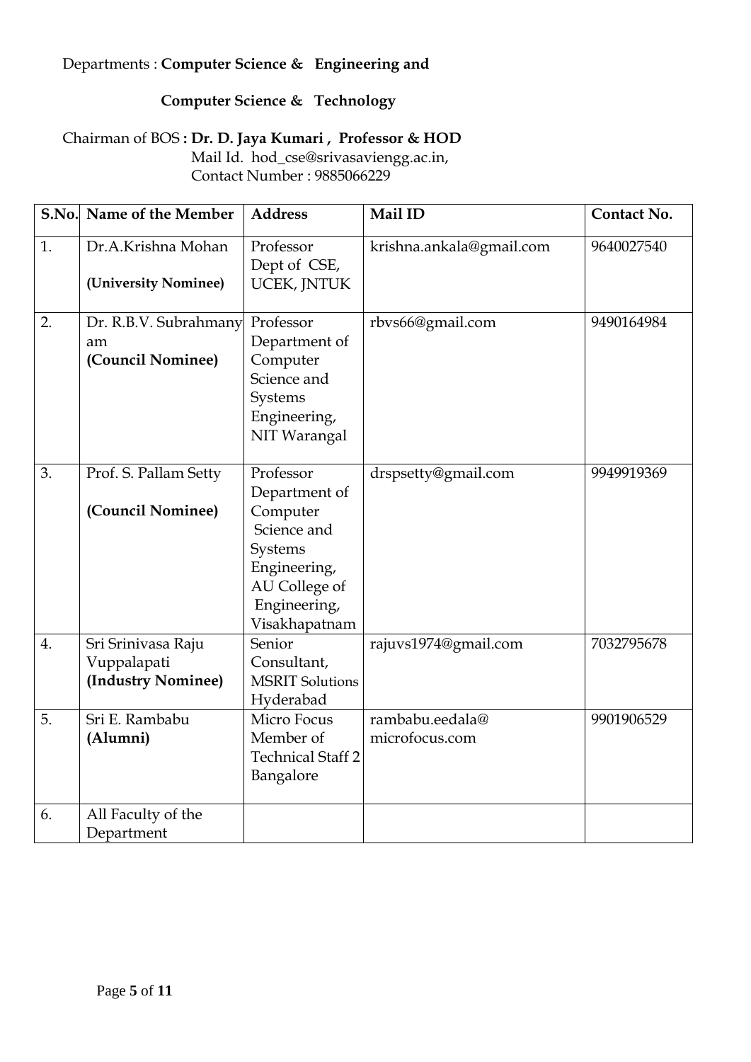Departments : **Computer Science & Engineering and**

**Computer Science & Technology**

Chairman of BOS **: Dr. D. Jaya Kumari , Professor & HOD**
Mail Id. hod_cse@srivasaviengg.ac.in,
Contact Number : 9885066229

| S.No. | Name of the Member | Address | Mail ID | Contact No. |
|---|---|---|---|---|
| 1. | Dr.A.Krishna Mohan **(University Nominee)** | Professor Dept of CSE, UCEK, JNTUK | krishna.ankala@gmail.com | 9640027540 |
| 2. | Dr. R.B.V. Subrahmanyam **(Council Nominee)** | Professor Department of Computer Science and Systems Engineering, NIT Warangal | rbvs66@gmail.com | 9490164984 |
| 3. | Prof. S. Pallam Setty **(Council Nominee)** | Professor Department of Computer Science and Systems Engineering, AU College of Engineering, Visakhapatnam | drspsetty@gmail.com | 9949919369 |
| 4. | Sri Srinivasa Raju Vuppalapati **(Industry Nominee)** | Senior Consultant, MSRIT Solutions Hyderabad | rajuvs1974@gmail.com | 7032795678 |
| 5. | Sri E. Rambabu **(Alumni)** | Micro Focus Member of Technical Staff 2 Bangalore | rambabu.eedala@microfocus.com | 9901906529 |
| 6. | All Faculty of the Department | | | |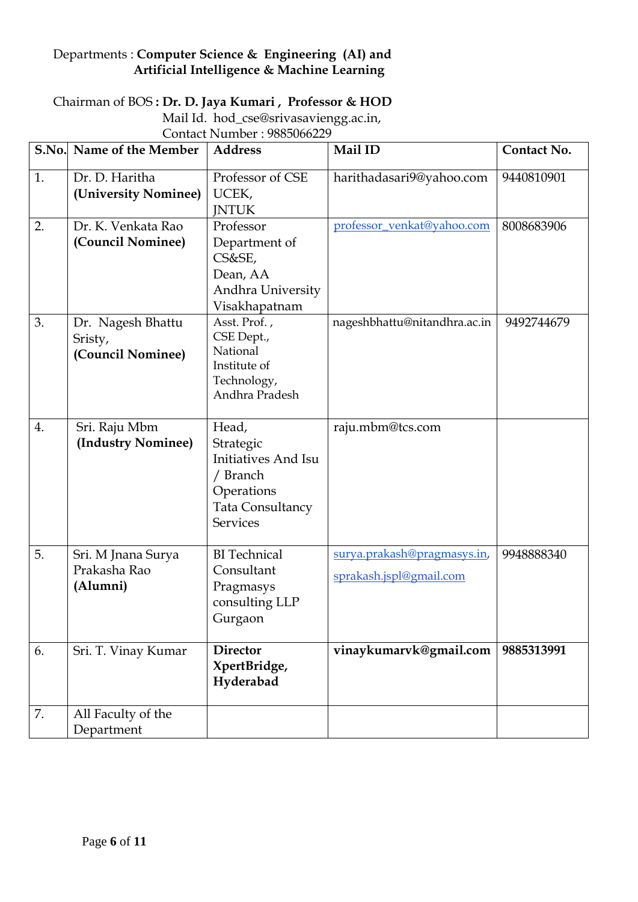Departments : **Computer Science & Engineering (AI) and Artificial Intelligence & Machine Learning**

Chairman of BOS **: Dr. D. Jaya Kumari , Professor & HOD**
Mail Id. hod_cse@srivasaviengg.ac.in,
Contact Number : 9885066229

| S.No. | Name of the Member | Address | Mail ID | Contact No. |
|---|---|---|---|---|
| 1. | Dr. D. Haritha **(University Nominee)** | Professor of CSE UCEK, JNTUK | harithadasari9@yahoo.com | 9440810901 |
| 2. | Dr. K. Venkata Rao **(Council Nominee)** | Professor Department of CS&SE, Dean, AA Andhra University Visakhapatnam | professor_venkat@yahoo.com | 8008683906 |
| 3. | Dr. Nagesh Bhattu Sristy, **(Council Nominee)** | Asst. Prof. , CSE Dept., National Institute of Technology, Andhra Pradesh | nageshbhattu@nitandhra.ac.in | 9492744679 |
| 4. | Sri. Raju Mbm **(Industry Nominee)** | Head, Strategic Initiatives And Isu / Branch Operations Tata Consultancy Services | raju.mbm@tcs.com | |
| 5. | Sri. M Jnana Surya Prakasha Rao **(Alumni)** | BI Technical Consultant Pragmasys consulting LLP Gurgaon | surya.prakash@pragmasys.in, sprakash.jspl@gmail.com | 9948888340 |
| 6. | Sri. T. Vinay Kumar | **Director XpertBridge, Hyderabad** | **vinaykumarvk@gmail.com** | **9885313991** |
| 7. | All Faculty of the Department | | | |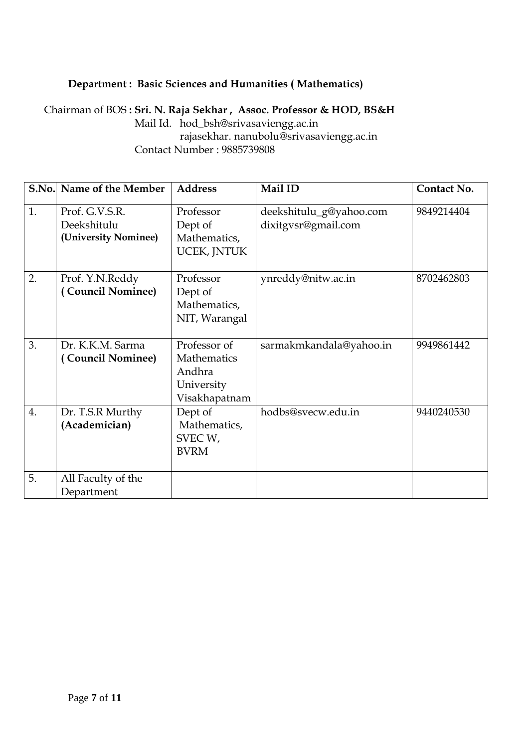**Department : Basic Sciences and Humanities ( Mathematics)**

Chairman of BOS **: Sri. N. Raja Sekhar , Assoc. Professor & HOD, BS&H**
Mail Id. hod_bsh@srivasaviengg.ac.in
rajasekhar. nanubolu@srivasaviengg.ac.in
Contact Number : 9885739808

| S.No. | Name of the Member | Address | Mail ID | Contact No. |
|---|---|---|---|---|
| 1. | Prof. G.V.S.R. Deekshitulu **(University Nominee)** | Professor Dept of Mathematics, UCEK, JNTUK | deekshitulu_g@yahoo.com dixitgvsr@gmail.com | 9849214404 |
| 2. | Prof. Y.N.Reddy **( Council Nominee)** | Professor Dept of Mathematics, NIT, Warangal | ynreddy@nitw.ac.in | 8702462803 |
| 3. | Dr. K.K.M. Sarma **( Council Nominee)** | Professor of Mathematics Andhra University Visakhapatnam | sarmakmkandala@yahoo.in | 9949861442 |
| 4. | Dr. T.S.R Murthy **(Academician)** | Dept of Mathematics, SVEC W, BVRM | hodbs@svecw.edu.in | 9440240530 |
| 5. | All Faculty of the Department | | | |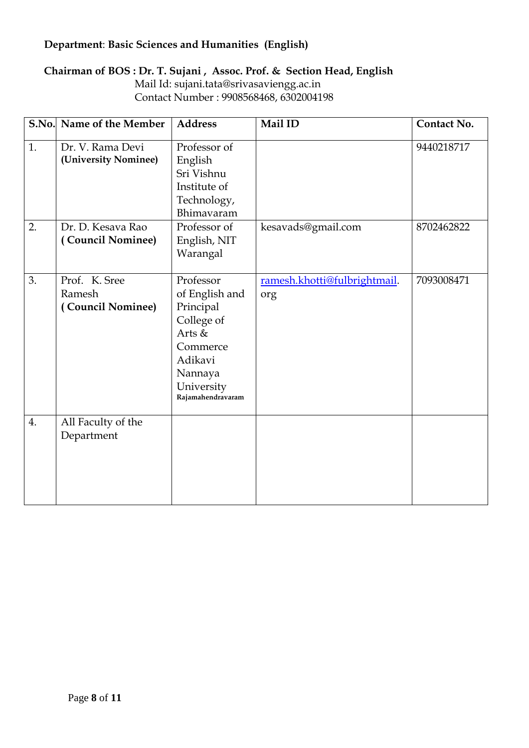**Department**: **Basic Sciences and Humanities (English)**

**Chairman of BOS : Dr. T. Sujani , Assoc. Prof. & Section Head, English**
Mail Id: sujani.tata@srivasaviengg.ac.in
Contact Number : 9908568468, 6302004198

| S.No. | Name of the Member | Address | Mail ID | Contact No. |
|---|---|---|---|---|
| 1. | Dr. V. Rama Devi **(University Nominee)** | Professor of English Sri Vishnu Institute of Technology, Bhimavaram | | 9440218717 |
| 2. | Dr. D. Kesava Rao **( Council Nominee)** | Professor of English, NIT Warangal | kesavads@gmail.com | 8702462822 |
| 3. | Prof. K. Sree Ramesh **( Council Nominee)** | Professor of English and Principal College of Arts & Commerce Adikavi Nannaya University **Rajamahendravaram** | ramesh.khotti@fulbrightmail.org | 7093008471 |
| 4. | All Faculty of the Department | | | |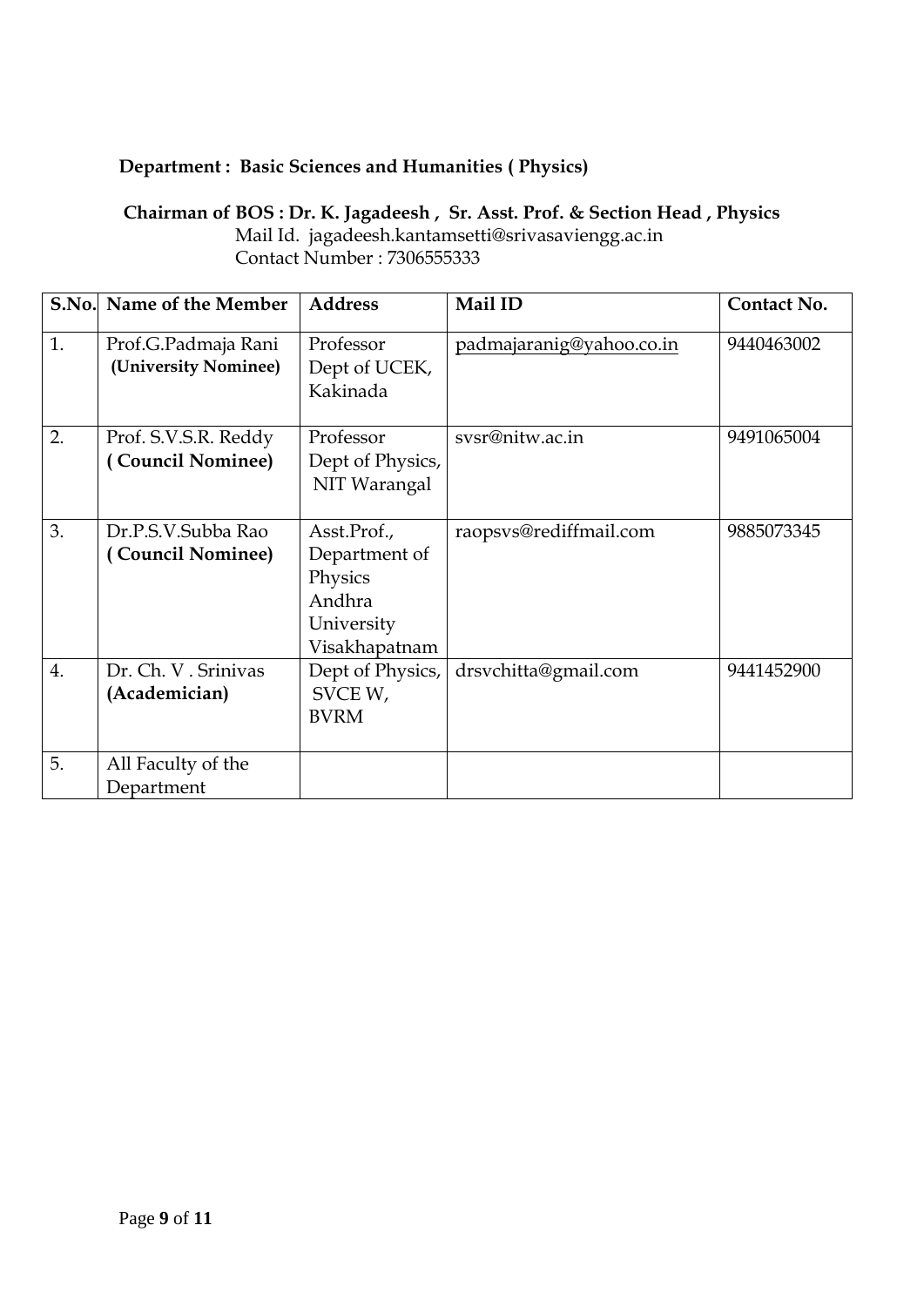**Department : Basic Sciences and Humanities ( Physics)**

**Chairman of BOS : Dr. K. Jagadeesh , Sr. Asst. Prof. & Section Head , Physics**
Mail Id. jagadeesh.kantamsetti@srivasaviengg.ac.in
Contact Number : 7306555333

| S.No. | Name of the Member | Address | Mail ID | Contact No. |
|---|---|---|---|---|
| 1. | Prof.G.Padmaja Rani **(University Nominee)** | Professor Dept of UCEK, Kakinada | padmajaranig@yahoo.co.in | 9440463002 |
| 2. | Prof. S.V.S.R. Reddy **( Council Nominee)** | Professor Dept of Physics, NIT Warangal | svsr@nitw.ac.in | 9491065004 |
| 3. | Dr.P.S.V.Subba Rao **( Council Nominee)** | Asst.Prof., Department of Physics Andhra University Visakhapatnam | raopsvs@rediffmail.com | 9885073345 |
| 4. | Dr. Ch. V . Srinivas **(Academician)** | Dept of Physics, SVCE W, BVRM | drsvchitta@gmail.com | 9441452900 |
| 5. | All Faculty of the Department | | | |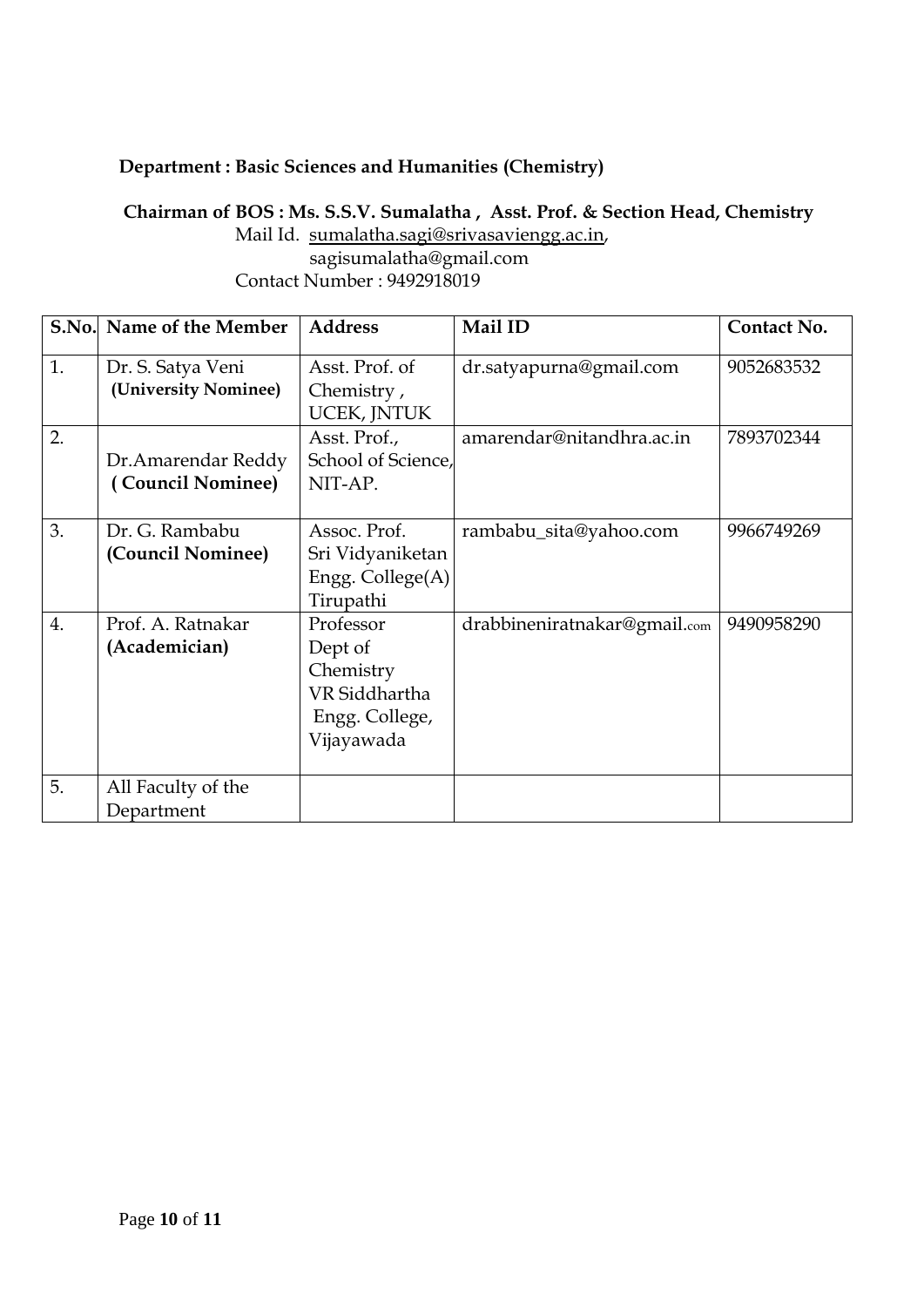**Department : Basic Sciences and Humanities (Chemistry)**

**Chairman of BOS : Ms. S.S.V. Sumalatha , Asst. Prof. & Section Head, Chemistry**

Mail Id. sumalatha.sagi@srivasaviengg.ac.in,
sagisumalatha@gmail.com

Contact Number : 9492918019

| S.No. | Name of the Member | Address | Mail ID | Contact No. |
|---|---|---|---|---|
| 1. | Dr. S. Satya Veni **(University Nominee)** | Asst. Prof. of Chemistry , UCEK, JNTUK | dr.satyapurna@gmail.com | 9052683532 |
| 2. | Dr.Amarendar Reddy **( Council Nominee)** | Asst. Prof., School of Science, NIT-AP. | amarendar@nitandhra.ac.in | 7893702344 |
| 3. | Dr. G. Rambabu **(Council Nominee)** | Assoc. Prof. Sri Vidyaniketan Engg. College(A) Tirupathi | rambabu_sita@yahoo.com | 9966749269 |
| 4. | Prof. A. Ratnakar **(Academician)** | Professor Dept of Chemistry VR Siddhartha Engg. College, Vijayawada | drabbineniratnakar@gmail.com | 9490958290 |
| 5. | All Faculty of the Department | | | |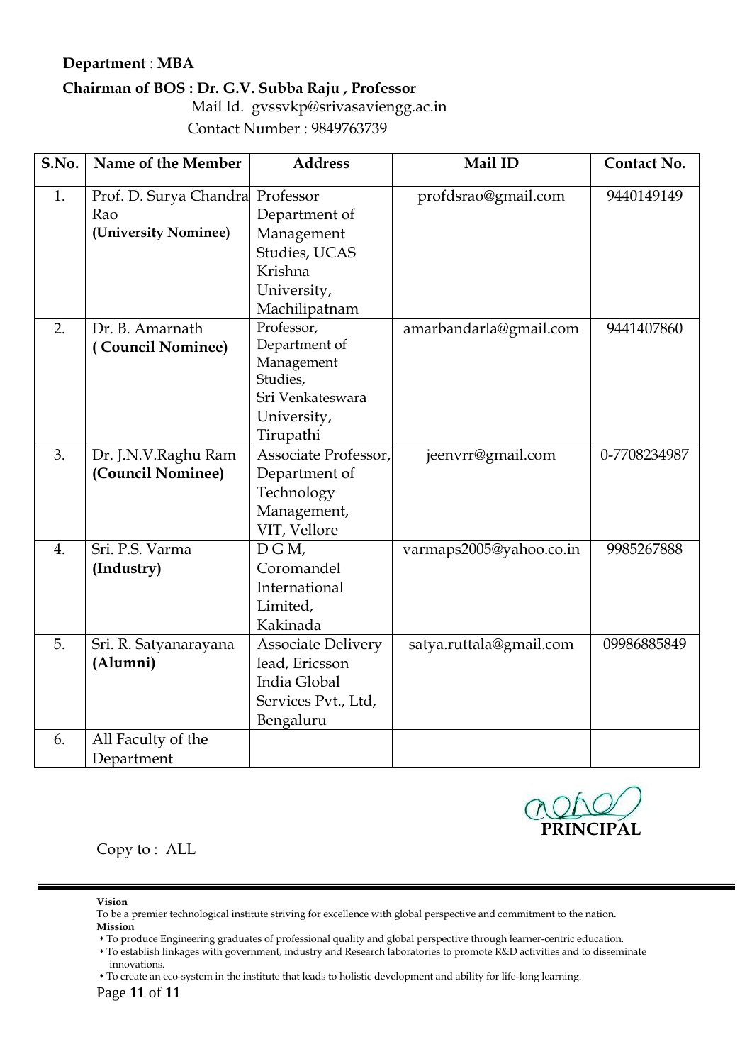**Department** : **MBA**

**Chairman of BOS : Dr. G.V. Subba Raju , Professor**

Mail Id. gvssvkp@srivasaviengg.ac.in

Contact Number : 9849763739

| S.No. | Name of the Member | Address | Mail ID | Contact No. |
|---|---|---|---|---|
| 1. | Prof. D. Surya Chandra Rao **(University Nominee)** | Professor Department of Management Studies, UCAS Krishna University, Machilipatnam | profdsrao@gmail.com | 9440149149 |
| 2. | Dr. B. Amarnath **( Council Nominee)** | Professor, Department of Management Studies, Sri Venkateswara University, Tirupathi | amarbandarla@gmail.com | 9441407860 |
| 3. | Dr. J.N.V.Raghu Ram **(Council Nominee)** | Associate Professor, Department of Technology Management, VIT, Vellore | jeenvrr@gmail.com | 0-7708234987 |
| 4. | Sri. P.S. Varma **(Industry)** | D G M, Coromandel International Limited, Kakinada | varmaps2005@yahoo.co.in | 9985267888 |
| 5. | Sri. R. Satyanarayana **(Alumni)** | Associate Delivery lead, Ericsson India Global Services Pvt., Ltd, Bengaluru | satya.ruttala@gmail.com | 09986885849 |
| 6. | All Faculty of the Department | | | |

**PRINCIPAL**

Copy to : ALL

**Vision**

To be a premier technological institute striving for excellence with global perspective and commitment to the nation.

**Mission**

- To produce Engineering graduates of professional quality and global perspective through learner-centric education.
- To establish linkages with government, industry and Research laboratories to promote R&D activities and to disseminate innovations.
- To create an eco-system in the institute that leads to holistic development and ability for life-long learning.